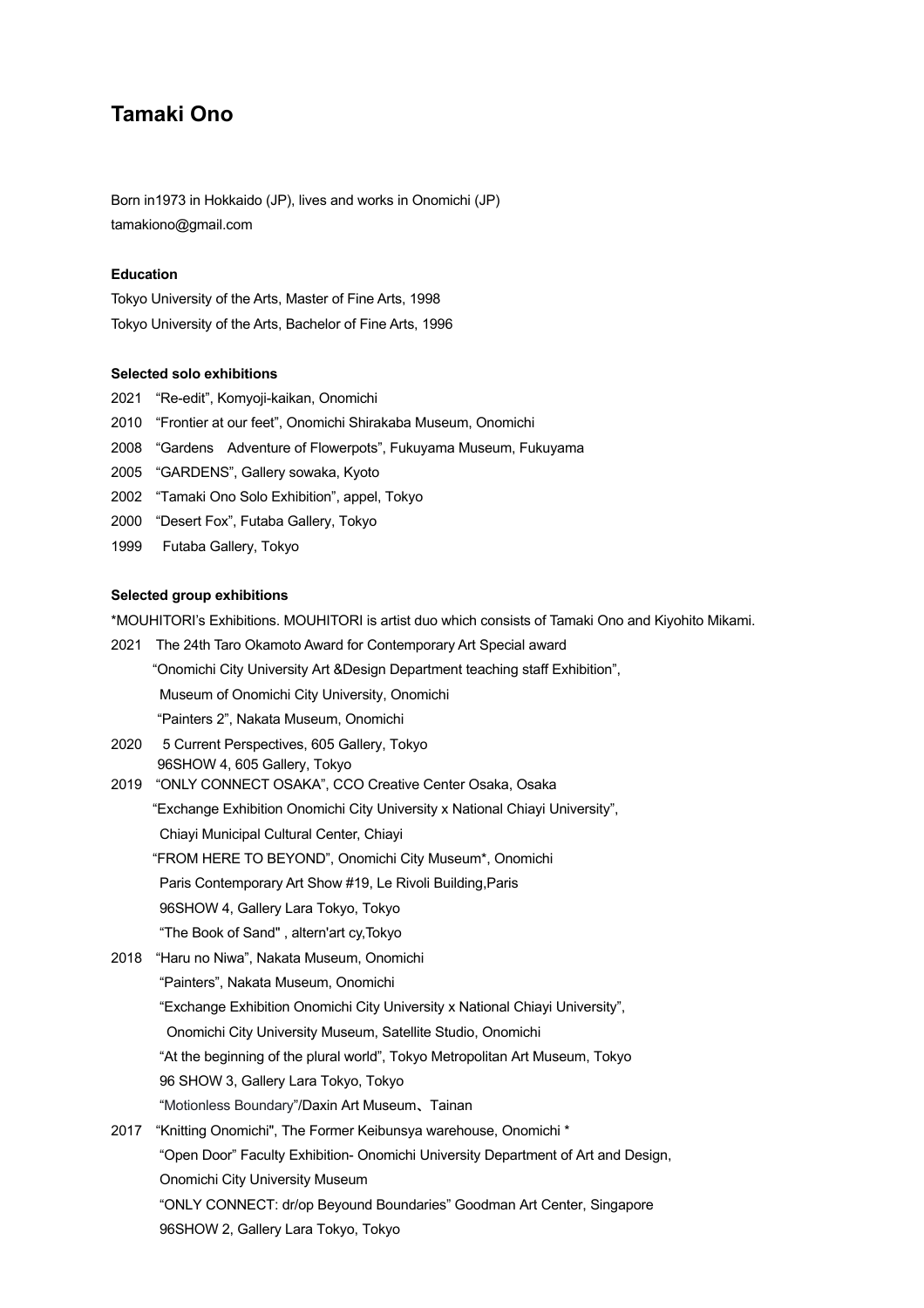# Tamaki Ono

Born in1973 in Hokkaido (JP), lives and works in Onomichi (JP)
tamakiono@gmail.com

### Education

Tokyo University of the Arts, Master of Fine Arts, 1998
Tokyo University of the Arts, Bachelor of Fine Arts, 1996

### Selected solo exhibitions

2021 "Re-edit", Komyoji-kaikan, Onomichi
2010 "Frontier at our feet", Onomichi Shirakaba Museum, Onomichi
2008 "Gardens Adventure of Flowerpots", Fukuyama Museum, Fukuyama
2005 "GARDENS", Gallery sowaka, Kyoto
2002 "Tamaki Ono Solo Exhibition", appel, Tokyo
2000 "Desert Fox", Futaba Gallery, Tokyo
1999 Futaba Gallery, Tokyo

### Selected group exhibitions

*MOUHITORI's Exhibitions. MOUHITORI is artist duo which consists of Tamaki Ono and Kiyohito Mikami.

2021 The 24th Taro Okamoto Award for Contemporary Art Special award
"Onomichi City University Art &Design Department teaching staff Exhibition",
Museum of Onomichi City University, Onomichi
"Painters 2", Nakata Museum, Onomichi

2020 5 Current Perspectives, 605 Gallery, Tokyo
96SHOW 4, 605 Gallery, Tokyo

2019 "ONLY CONNECT OSAKA", CCO Creative Center Osaka, Osaka
"Exchange Exhibition Onomichi City University x National Chiayi University",
Chiayi Municipal Cultural Center, Chiayi
"FROM HERE TO BEYOND", Onomichi City Museum*, Onomichi
Paris Contemporary Art Show #19, Le Rivoli Building,Paris
96SHOW 4, Gallery Lara Tokyo, Tokyo
"The Book of Sand" , altern'art cy,Tokyo

2018 "Haru no Niwa", Nakata Museum, Onomichi
"Painters", Nakata Museum, Onomichi
"Exchange Exhibition Onomichi City University x National Chiayi University",
Onomichi City University Museum, Satellite Studio, Onomichi
"At the beginning of the plural world", Tokyo Metropolitan Art Museum, Tokyo
96 SHOW 3, Gallery Lara Tokyo, Tokyo
"Motionless Boundary"/Daxin Art Museum、Tainan

2017 "Knitting Onomichi", The Former Keibunsya warehouse, Onomichi *
"Open Door" Faculty Exhibition- Onomichi University Department of Art and Design,
Onomichi City University Museum
"ONLY CONNECT: dr/op Beyound Boundaries" Goodman Art Center, Singapore
96SHOW 2, Gallery Lara Tokyo, Tokyo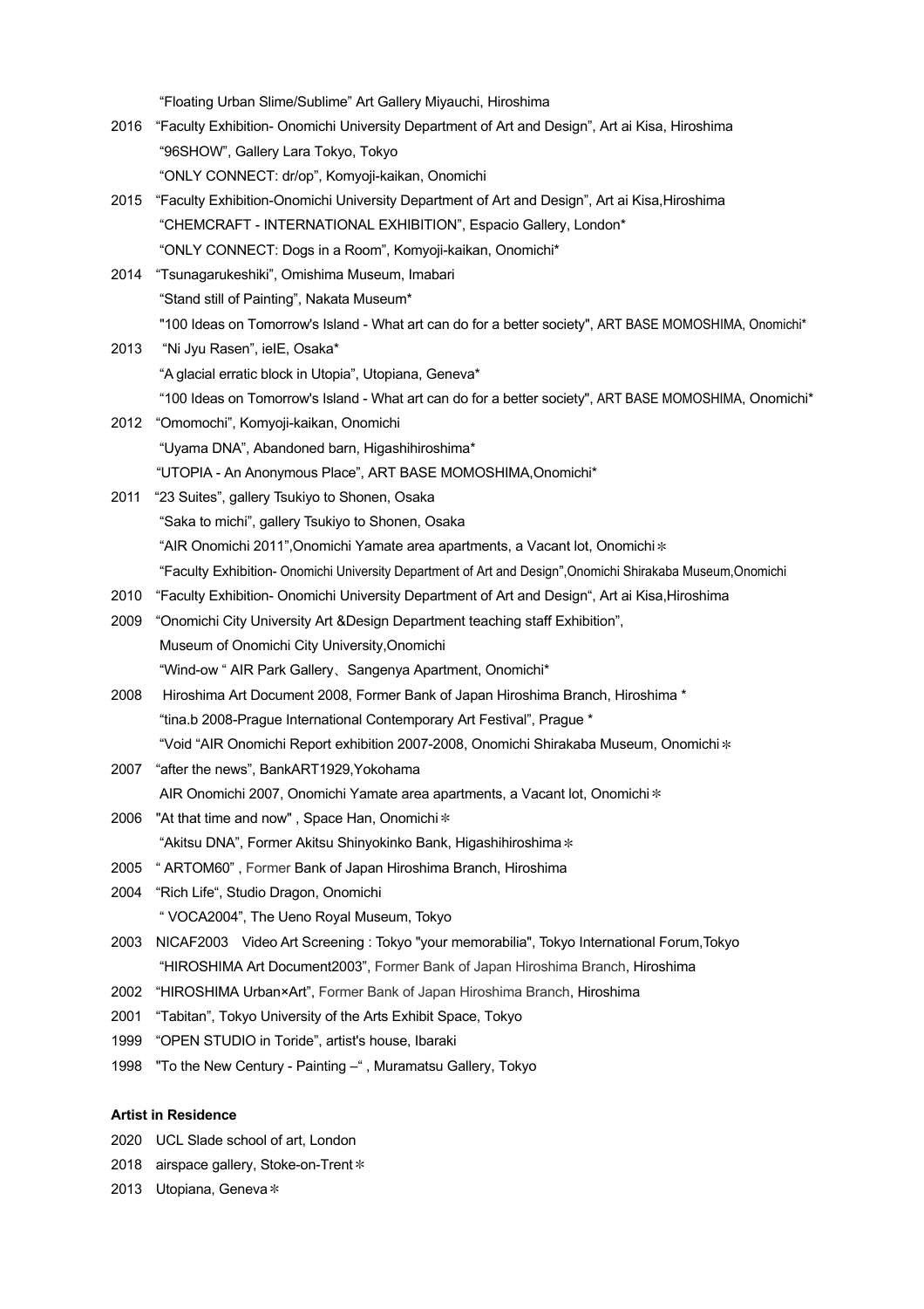"Floating Urban Slime/Sublime" Art Gallery Miyauchi, Hiroshima

2016 "Faculty Exhibition- Onomichi University Department of Art and Design", Art ai Kisa, Hiroshima
"96SHOW", Gallery Lara Tokyo, Tokyo
"ONLY CONNECT: dr/op", Komyoji-kaikan, Onomichi

2015 "Faculty Exhibition-Onomichi University Department of Art and Design", Art ai Kisa,Hiroshima
"CHEMCRAFT - INTERNATIONAL EXHIBITION", Espacio Gallery, London*
"ONLY CONNECT: Dogs in a Room", Komyoji-kaikan, Onomichi*

2014 "Tsunagarukeshiki", Omishima Museum, Imabari
"Stand still of Painting", Nakata Museum*
"100 Ideas on Tomorrow's Island - What art can do for a better society", ART BASE MOMOSHIMA, Onomichi*

2013 "Ni Jyu Rasen", ielE, Osaka*
"A glacial erratic block in Utopia", Utopiana, Geneva*
"100 Ideas on Tomorrow's Island - What art can do for a better society", ART BASE MOMOSHIMA, Onomichi*

2012 "Omomochi", Komyoji-kaikan, Onomichi
"Uyama DNA", Abandoned barn, Higashihiroshima*
"UTOPIA - An Anonymous Place", ART BASE MOMOSHIMA,Onomichi*

2011 "23 Suites", gallery Tsukiyo to Shonen, Osaka
"Saka to michi", gallery Tsukiyo to Shonen, Osaka
"AIR Onomichi 2011",Onomichi Yamate area apartments, a Vacant lot, Onomichi＊
"Faculty Exhibition- Onomichi University Department of Art and Design",Onomichi Shirakaba Museum,Onomichi

2010 "Faculty Exhibition- Onomichi University Department of Art and Design", Art ai Kisa,Hiroshima

2009 "Onomichi City University Art &Design Department teaching staff Exhibition",
Museum of Onomichi City University,Onomichi
"Wind-ow " AIR Park Gallery、Sangenya Apartment, Onomichi*

2008 Hiroshima Art Document 2008, Former Bank of Japan Hiroshima Branch, Hiroshima *
"tina.b 2008-Prague International Contemporary Art Festival", Prague *
"Void "AIR Onomichi Report exhibition 2007-2008, Onomichi Shirakaba Museum, Onomichi＊

2007 "after the news", BankART1929,Yokohama
AIR Onomichi 2007, Onomichi Yamate area apartments, a Vacant lot, Onomichi＊

2006 "At that time and now" , Space Han, Onomichi＊
"Akitsu DNA", Former Akitsu Shinyokinko Bank, Higashihiroshima＊

2005 " ARTOM60" , Former Bank of Japan Hiroshima Branch, Hiroshima

2004 "Rich Life", Studio Dragon, Onomichi
" VOCA2004", The Ueno Royal Museum, Tokyo

2003 NICAF2003 Video Art Screening : Tokyo "your memorabilia", Tokyo International Forum,Tokyo
"HIROSHIMA Art Document2003", Former Bank of Japan Hiroshima Branch, Hiroshima

2002 "HIROSHIMA Urban×Art", Former Bank of Japan Hiroshima Branch, Hiroshima

2001 "Tabitan", Tokyo University of the Arts Exhibit Space, Tokyo

1999 "OPEN STUDIO in Toride", artist's house, Ibaraki

1998 "To the New Century - Painting –" , Muramatsu Gallery, Tokyo

**Artist in Residence**

2020 UCL Slade school of art, London

2018 airspace gallery, Stoke-on-Trent＊

2013 Utopiana, Geneva＊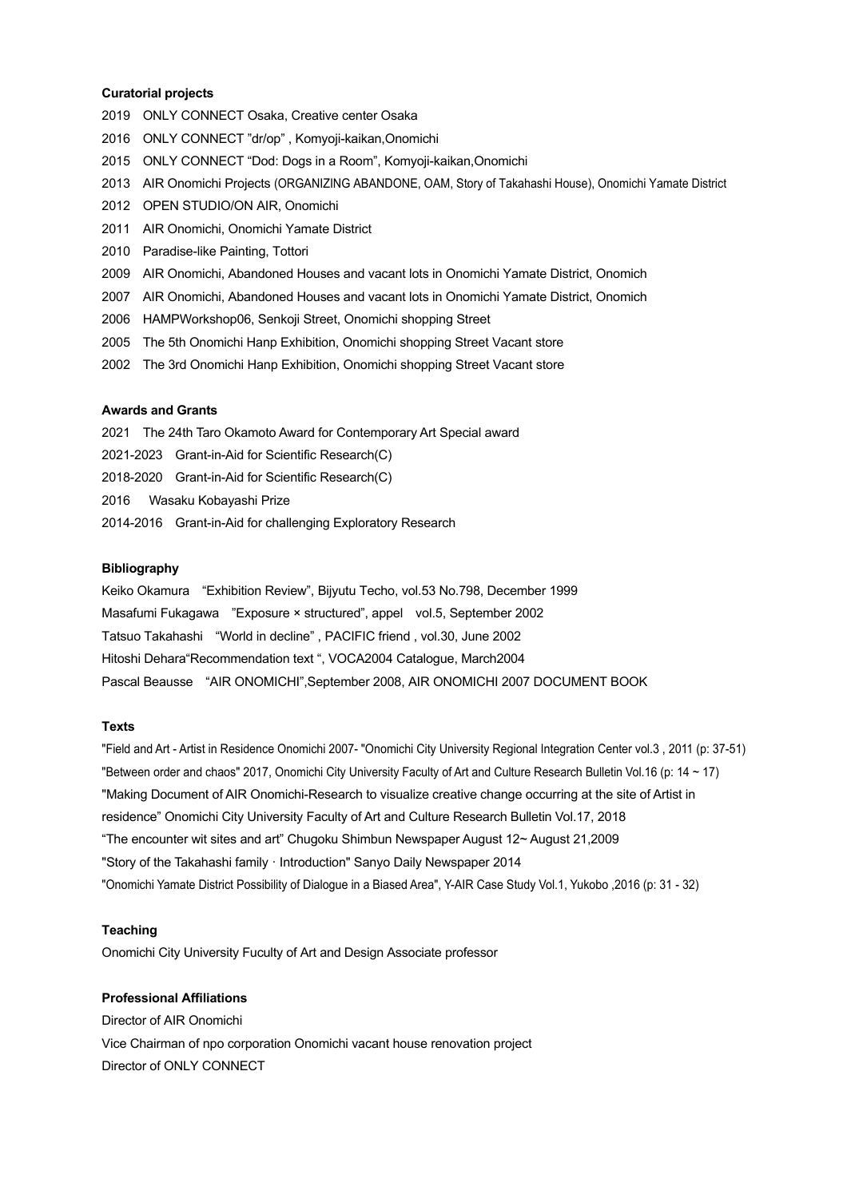**Curatorial projects**

2019 ONLY CONNECT Osaka, Creative center Osaka

2016 ONLY CONNECT "dr/op" , Komyoji-kaikan,Onomichi

2015 ONLY CONNECT "Dod: Dogs in a Room", Komyoji-kaikan,Onomichi

2013 AIR Onomichi Projects (ORGANIZING ABANDONE, OAM, Story of Takahashi House), Onomichi Yamate District

2012 OPEN STUDIO/ON AIR, Onomichi

2011 AIR Onomichi, Onomichi Yamate District

2010 Paradise-like Painting, Tottori

2009 AIR Onomichi, Abandoned Houses and vacant lots in Onomichi Yamate District, Onomich

2007 AIR Onomichi, Abandoned Houses and vacant lots in Onomichi Yamate District, Onomich

2006 HAMPWorkshop06, Senkoji Street, Onomichi shopping Street

2005 The 5th Onomichi Hanp Exhibition, Onomichi shopping Street Vacant store

2002 The 3rd Onomichi Hanp Exhibition, Onomichi shopping Street Vacant store

**Awards and Grants**

2021 The 24th Taro Okamoto Award for Contemporary Art Special award

2021-2023 Grant-in-Aid for Scientific Research(C)

2018-2020 Grant-in-Aid for Scientific Research(C)

2016 Wasaku Kobayashi Prize

2014-2016 Grant-in-Aid for challenging Exploratory Research

**Bibliography**

Keiko Okamura "Exhibition Review", Bijyutu Techo, vol.53 No.798, December 1999

Masafumi Fukagawa "Exposure × structured", appel vol.5, September 2002

Tatsuo Takahashi "World in decline" , PACIFIC friend , vol.30, June 2002

Hitoshi Dehara"Recommendation text ", VOCA2004 Catalogue, March2004

Pascal Beausse "AIR ONOMICHI",September 2008, AIR ONOMICHI 2007 DOCUMENT BOOK

**Texts**

"Field and Art - Artist in Residence Onomichi 2007- "Onomichi City University Regional Integration Center vol.3 , 2011 (p: 37-51)

"Between order and chaos" 2017, Onomichi City University Faculty of Art and Culture Research Bulletin Vol.16 (p: 14 ~ 17)

"Making Document of AIR Onomichi-Research to visualize creative change occurring at the site of Artist in residence" Onomichi City University Faculty of Art and Culture Research Bulletin Vol.17, 2018

"The encounter wit sites and art" Chugoku Shimbun Newspaper August 12~ August 21,2009

"Story of the Takahashi family · Introduction" Sanyo Daily Newspaper 2014

"Onomichi Yamate District Possibility of Dialogue in a Biased Area", Y-AIR Case Study Vol.1, Yukobo ,2016 (p: 31 - 32)

**Teaching**

Onomichi City University Fuculty of Art and Design Associate professor

**Professional Affiliations**

Director of AIR Onomichi

Vice Chairman of npo corporation Onomichi vacant house renovation project

Director of ONLY CONNECT